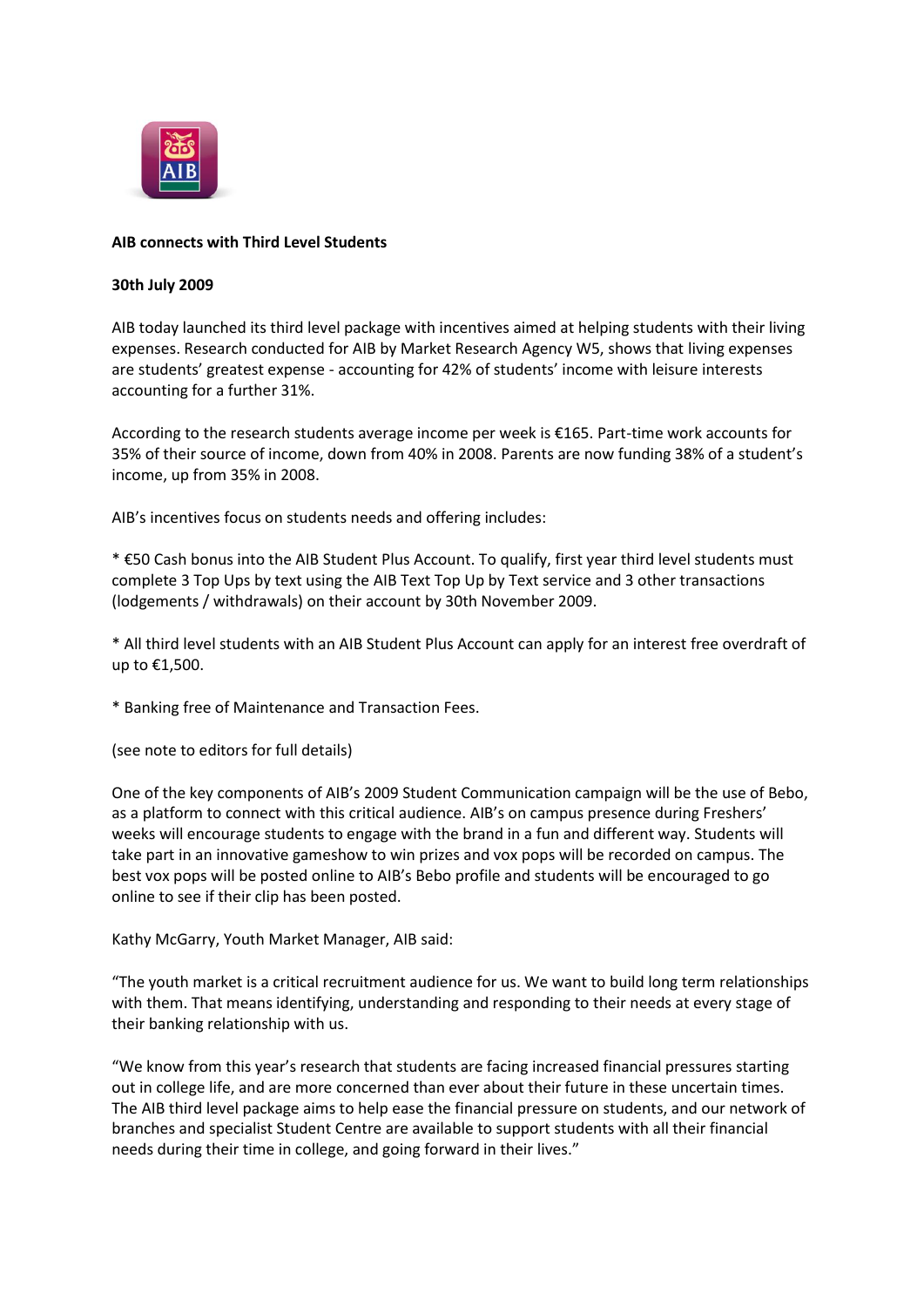**AIB connects with Third Level Students**

**30th July 2009**

AIB today launched its third level package with incentives aimed at helping students with their living expenses. Research conducted for AIB by Market Research Agency W5, shows that living expenses are students' greatest expense - accounting for 42% of students' income with leisure interests accounting for a further 31%.

According to the research students average income per week is €165. Part-time work accounts for 35% of their source of income, down from 40% in 2008. Parents are now funding 38% of a student's income, up from 35% in 2008.

AIB's incentives focus on students needs and offering includes:

* €50 Cash bonus into the AIB Student Plus Account. To qualify, first year third level students must complete 3 Top Ups by text using the AIB Text Top Up by Text service and 3 other transactions (lodgements / withdrawals) on their account by 30th November 2009.

* All third level students with an AIB Student Plus Account can apply for an interest free overdraft of up to €1,500.

* Banking free of Maintenance and Transaction Fees.

(see note to editors for full details)

One of the key components of AIB's 2009 Student Communication campaign will be the use of Bebo, as a platform to connect with this critical audience. AIB's on campus presence during Freshers' weeks will encourage students to engage with the brand in a fun and different way. Students will take part in an innovative gameshow to win prizes and vox pops will be recorded on campus. The best vox pops will be posted online to AIB's Bebo profile and students will be encouraged to go online to see if their clip has been posted.

Kathy McGarry, Youth Market Manager, AIB said:

"The youth market is a critical recruitment audience for us. We want to build long term relationships with them. That means identifying, understanding and responding to their needs at every stage of their banking relationship with us.

"We know from this year's research that students are facing increased financial pressures starting out in college life, and are more concerned than ever about their future in these uncertain times. The AIB third level package aims to help ease the financial pressure on students, and our network of branches and specialist Student Centre are available to support students with all their financial needs during their time in college, and going forward in their lives."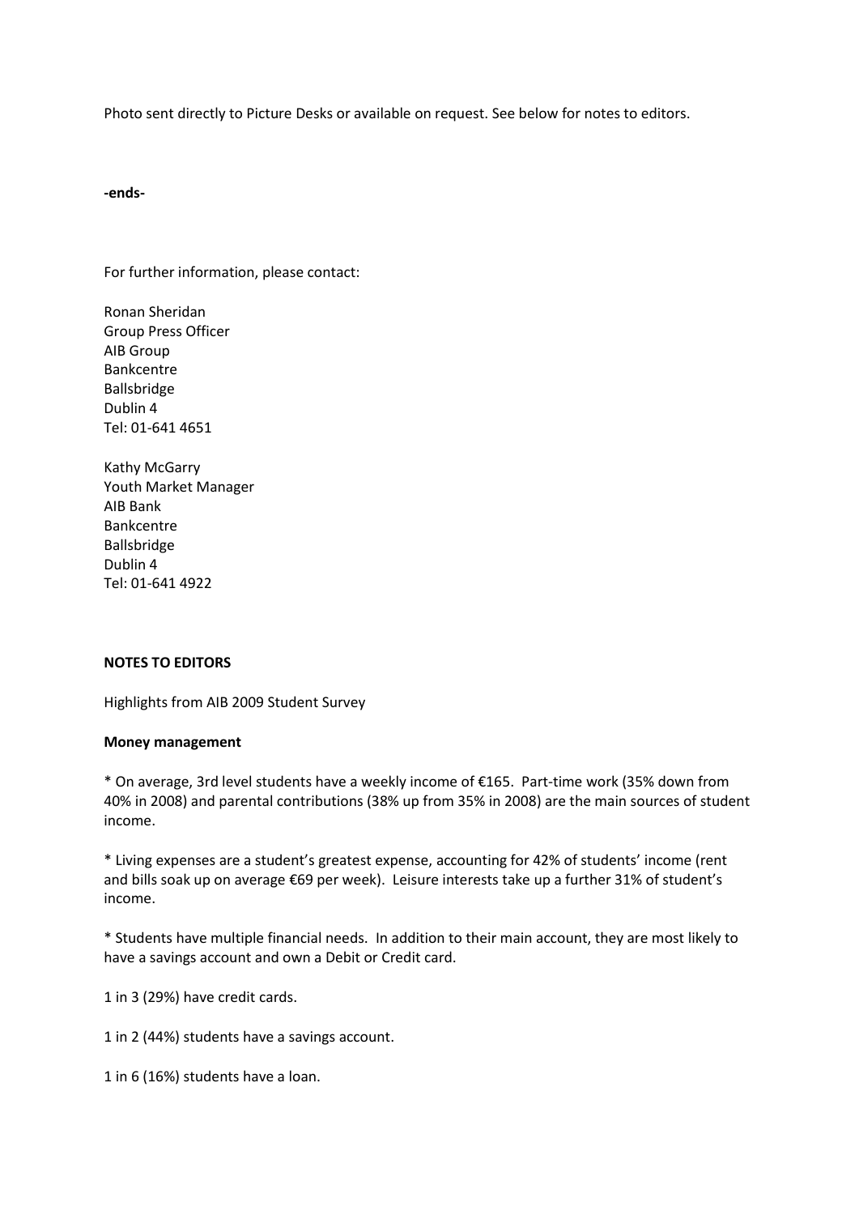Photo sent directly to Picture Desks or available on request. See below for notes to editors.

**-ends-**

For further information, please contact:

Ronan Sheridan
Group Press Officer
AIB Group
Bankcentre
Ballsbridge
Dublin 4
Tel: 01-641 4651

Kathy McGarry
Youth Market Manager
AIB Bank
Bankcentre
Ballsbridge
Dublin 4
Tel: 01-641 4922

**NOTES TO EDITORS**

Highlights from AIB 2009 Student Survey

**Money management**

* On average, 3rd level students have a weekly income of €165. Part-time work (35% down from 40% in 2008) and parental contributions (38% up from 35% in 2008) are the main sources of student income.

* Living expenses are a student's greatest expense, accounting for 42% of students' income (rent and bills soak up on average €69 per week). Leisure interests take up a further 31% of student's income.

* Students have multiple financial needs. In addition to their main account, they are most likely to have a savings account and own a Debit or Credit card.

1 in 3 (29%) have credit cards.

1 in 2 (44%) students have a savings account.

1 in 6 (16%) students have a loan.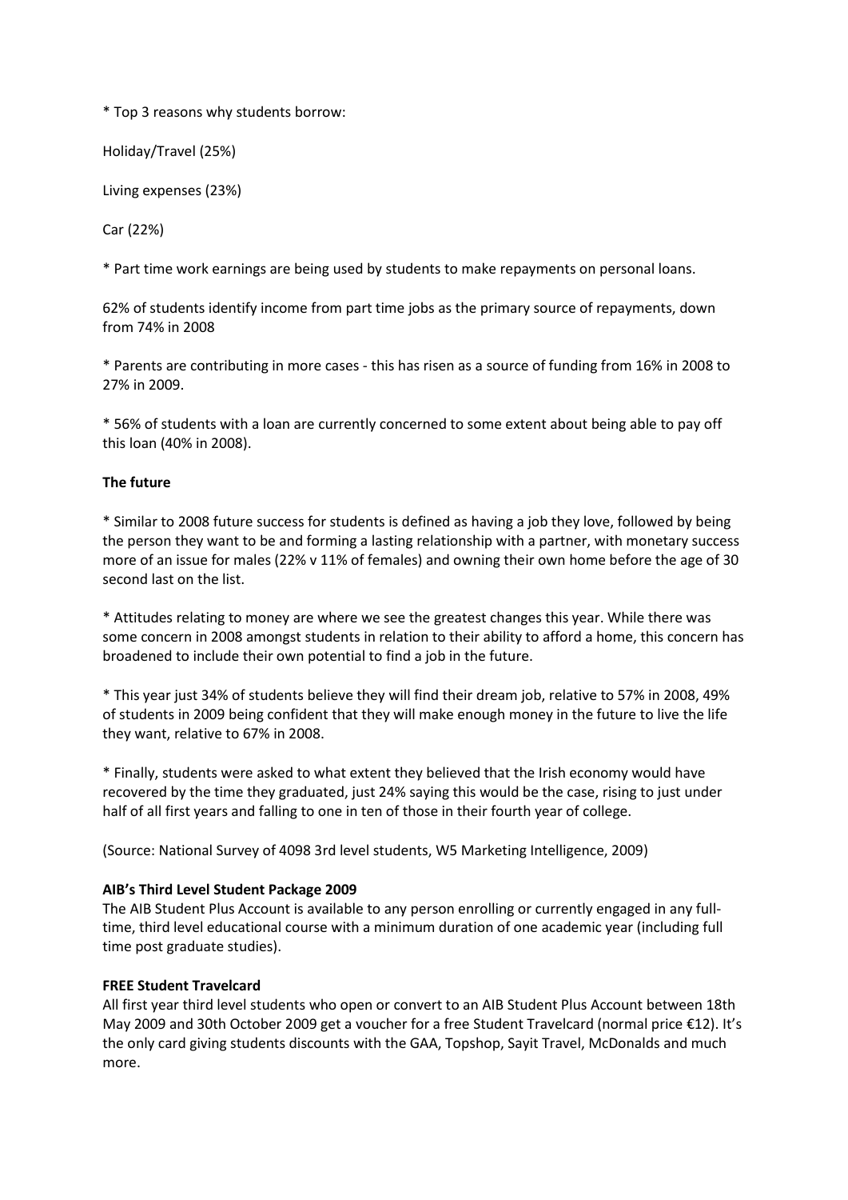* Top 3 reasons why students borrow:

Holiday/Travel (25%)

Living expenses (23%)

Car (22%)

* Part time work earnings are being used by students to make repayments on personal loans.

62% of students identify income from part time jobs as the primary source of repayments, down from 74% in 2008

* Parents are contributing in more cases - this has risen as a source of funding from 16% in 2008 to 27% in 2009.

* 56% of students with a loan are currently concerned to some extent about being able to pay off this loan (40% in 2008).

**The future**

* Similar to 2008 future success for students is defined as having a job they love, followed by being the person they want to be and forming a lasting relationship with a partner, with monetary success more of an issue for males (22% v 11% of females) and owning their own home before the age of 30 second last on the list.

* Attitudes relating to money are where we see the greatest changes this year. While there was some concern in 2008 amongst students in relation to their ability to afford a home, this concern has broadened to include their own potential to find a job in the future.

* This year just 34% of students believe they will find their dream job, relative to 57% in 2008, 49% of students in 2009 being confident that they will make enough money in the future to live the life they want, relative to 67% in 2008.

* Finally, students were asked to what extent they believed that the Irish economy would have recovered by the time they graduated, just 24% saying this would be the case, rising to just under half of all first years and falling to one in ten of those in their fourth year of college.

(Source: National Survey of 4098 3rd level students, W5 Marketing Intelligence, 2009)

**AIB's Third Level Student Package 2009**

The AIB Student Plus Account is available to any person enrolling or currently engaged in any full-time, third level educational course with a minimum duration of one academic year (including full time post graduate studies).

**FREE Student Travelcard**

All first year third level students who open or convert to an AIB Student Plus Account between 18th May 2009 and 30th October 2009 get a voucher for a free Student Travelcard (normal price €12). It's the only card giving students discounts with the GAA, Topshop, Sayit Travel, McDonalds and much more.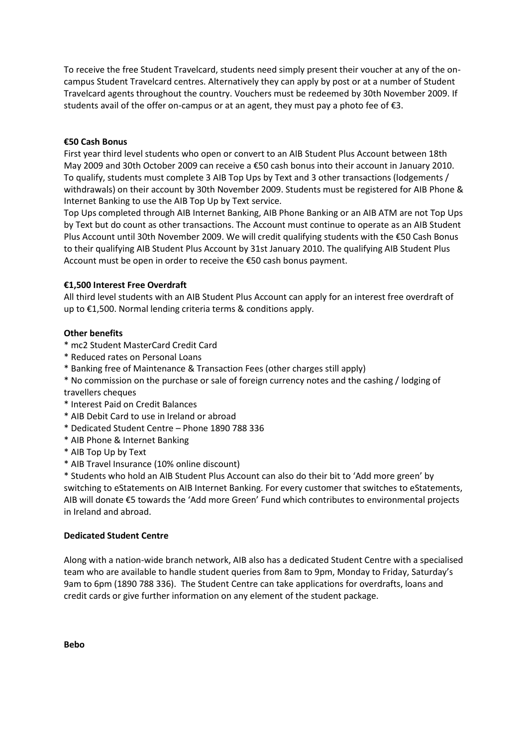To receive the free Student Travelcard, students need simply present their voucher at any of the on-campus Student Travelcard centres. Alternatively they can apply by post or at a number of Student Travelcard agents throughout the country. Vouchers must be redeemed by 30th November 2009. If students avail of the offer on-campus or at an agent, they must pay a photo fee of €3.

**€50 Cash Bonus**

First year third level students who open or convert to an AIB Student Plus Account between 18th May 2009 and 30th October 2009 can receive a €50 cash bonus into their account in January 2010. To qualify, students must complete 3 AIB Top Ups by Text and 3 other transactions (lodgements / withdrawals) on their account by 30th November 2009. Students must be registered for AIB Phone & Internet Banking to use the AIB Top Up by Text service.

Top Ups completed through AIB Internet Banking, AIB Phone Banking or an AIB ATM are not Top Ups by Text but do count as other transactions. The Account must continue to operate as an AIB Student Plus Account until 30th November 2009. We will credit qualifying students with the €50 Cash Bonus to their qualifying AIB Student Plus Account by 31st January 2010. The qualifying AIB Student Plus Account must be open in order to receive the €50 cash bonus payment.

**€1,500 Interest Free Overdraft**

All third level students with an AIB Student Plus Account can apply for an interest free overdraft of up to €1,500. Normal lending criteria terms & conditions apply.

**Other benefits**

* mc2 Student MasterCard Credit Card
* Reduced rates on Personal Loans
* Banking free of Maintenance & Transaction Fees (other charges still apply)
* No commission on the purchase or sale of foreign currency notes and the cashing / lodging of travellers cheques
* Interest Paid on Credit Balances
* AIB Debit Card to use in Ireland or abroad
* Dedicated Student Centre – Phone 1890 788 336
* AIB Phone & Internet Banking
* AIB Top Up by Text
* AIB Travel Insurance (10% online discount)
* Students who hold an AIB Student Plus Account can also do their bit to 'Add more green' by switching to eStatements on AIB Internet Banking. For every customer that switches to eStatements, AIB will donate €5 towards the 'Add more Green' Fund which contributes to environmental projects in Ireland and abroad.

**Dedicated Student Centre**

Along with a nation-wide branch network, AIB also has a dedicated Student Centre with a specialised team who are available to handle student queries from 8am to 9pm, Monday to Friday, Saturday's 9am to 6pm (1890 788 336). The Student Centre can take applications for overdrafts, loans and credit cards or give further information on any element of the student package.

**Bebo**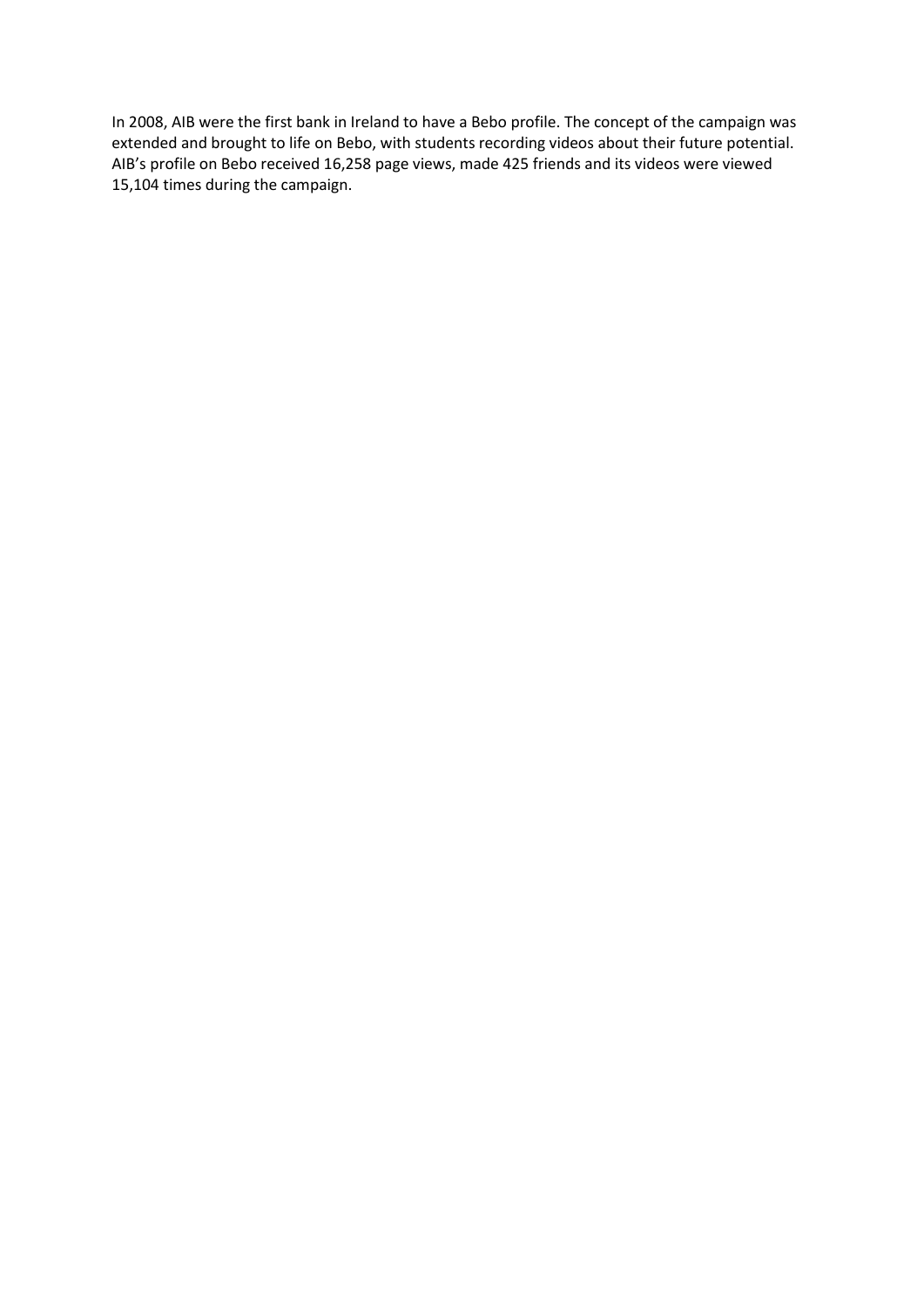In 2008, AIB were the first bank in Ireland to have a Bebo profile. The concept of the campaign was extended and brought to life on Bebo, with students recording videos about their future potential. AIB's profile on Bebo received 16,258 page views, made 425 friends and its videos were viewed 15,104 times during the campaign.